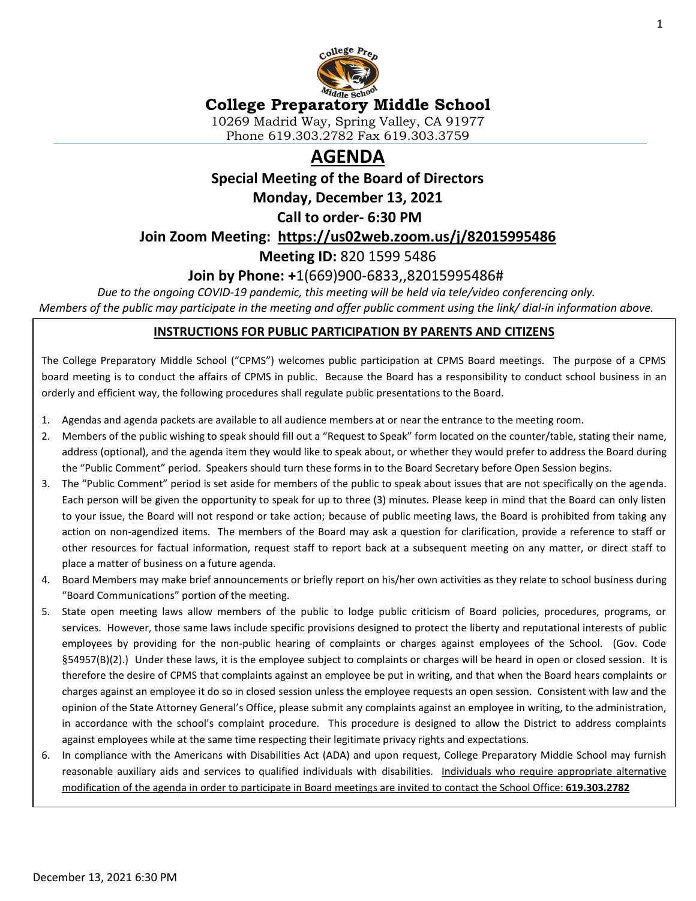# College Preparatory Middle School

10269 Madrid Way, Spring Valley, CA 91977
Phone 619.303.2782 Fax 619.303.3759

## AGENDA

### Special Meeting of the Board of Directors

### Monday, December 13, 2021

### Call to order- 6:30 PM

### Join Zoom Meeting: https://us02web.zoom.us/j/82015995486

**Meeting ID:** 820 1599 5486

**Join by Phone: +**1(669)900-6833,,82015995486#

*Due to the ongoing COVID-19 pandemic, this meeting will be held via tele/video conferencing only.*
*Members of the public may participate in the meeting and offer public comment using the link/ dial-in information above.*

**INSTRUCTIONS FOR PUBLIC PARTICIPATION BY PARENTS AND CITIZENS**

The College Preparatory Middle School ("CPMS") welcomes public participation at CPMS Board meetings. The purpose of a CPMS board meeting is to conduct the affairs of CPMS in public. Because the Board has a responsibility to conduct school business in an orderly and efficient way, the following procedures shall regulate public presentations to the Board.

1. Agendas and agenda packets are available to all audience members at or near the entrance to the meeting room.
2. Members of the public wishing to speak should fill out a "Request to Speak" form located on the counter/table, stating their name, address (optional), and the agenda item they would like to speak about, or whether they would prefer to address the Board during the "Public Comment" period. Speakers should turn these forms in to the Board Secretary before Open Session begins.
3. The "Public Comment" period is set aside for members of the public to speak about issues that are not specifically on the agenda. Each person will be given the opportunity to speak for up to three (3) minutes. Please keep in mind that the Board can only listen to your issue, the Board will not respond or take action; because of public meeting laws, the Board is prohibited from taking any action on non-agendized items. The members of the Board may ask a question for clarification, provide a reference to staff or other resources for factual information, request staff to report back at a subsequent meeting on any matter, or direct staff to place a matter of business on a future agenda.
4. Board Members may make brief announcements or briefly report on his/her own activities as they relate to school business during "Board Communications" portion of the meeting.
5. State open meeting laws allow members of the public to lodge public criticism of Board policies, procedures, programs, or services. However, those same laws include specific provisions designed to protect the liberty and reputational interests of public employees by providing for the non-public hearing of complaints or charges against employees of the School. (Gov. Code §54957(B)(2).) Under these laws, it is the employee subject to complaints or charges will be heard in open or closed session. It is therefore the desire of CPMS that complaints against an employee be put in writing, and that when the Board hears complaints or charges against an employee it do so in closed session unless the employee requests an open session. Consistent with law and the opinion of the State Attorney General's Office, please submit any complaints against an employee in writing, to the administration, in accordance with the school's complaint procedure. This procedure is designed to allow the District to address complaints against employees while at the same time respecting their legitimate privacy rights and expectations.
6. In compliance with the Americans with Disabilities Act (ADA) and upon request, College Preparatory Middle School may furnish reasonable auxiliary aids and services to qualified individuals with disabilities. Individuals who require appropriate alternative modification of the agenda in order to participate in Board meetings are invited to contact the School Office: **619.303.2782**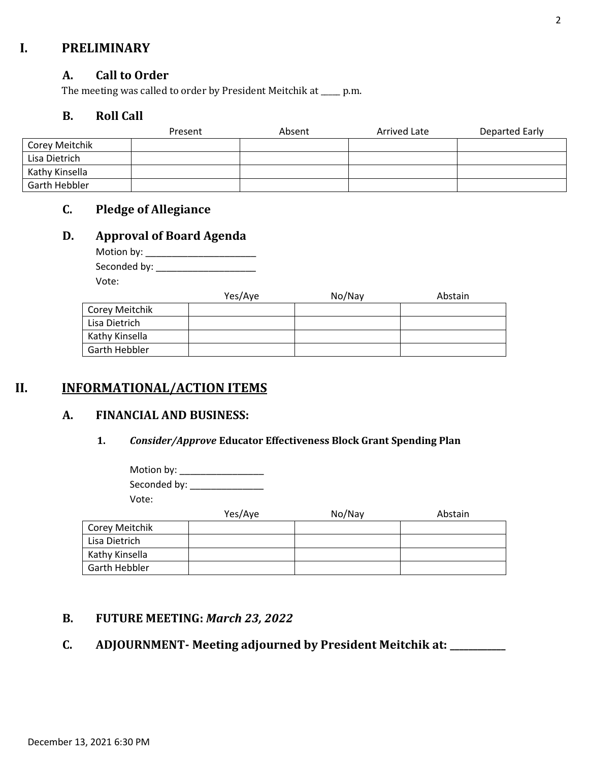# I. PRELIMINARY

## A. Call to Order

The meeting was called to order by President Meitchik at _____ p.m.

## B. Roll Call

| | Present | Absent | Arrived Late | Departed Early |
|---|---|---|---|---|
| Corey Meitchik | | | | |
| Lisa Dietrich | | | | |
| Kathy Kinsella | | | | |
| Garth Hebbler | | | | |

## C. Pledge of Allegiance

## D. Approval of Board Agenda

Motion by: ______________________

Seconded by: ____________________

Vote:

| | Yes/Aye | No/Nay | Abstain |
|---|---|---|---|
| Corey Meitchik | | | |
| Lisa Dietrich | | | |
| Kathy Kinsella | | | |
| Garth Hebbler | | | |

# II. <u>INFORMATIONAL/ACTION ITEMS</u>

## A. FINANCIAL AND BUSINESS:

### 1. *Consider/Approve* Educator Effectiveness Block Grant Spending Plan

Motion by: _________________

Seconded by: _______________

Vote:

| | Yes/Aye | No/Nay | Abstain |
|---|---|---|---|
| Corey Meitchik | | | |
| Lisa Dietrich | | | |
| Kathy Kinsella | | | |
| Garth Hebbler | | | |

## B. FUTURE MEETING: *March 23, 2022*

## C. ADJOURNMENT- Meeting adjourned by President Meitchik at: ___________

December 13, 2021 6:30 PM